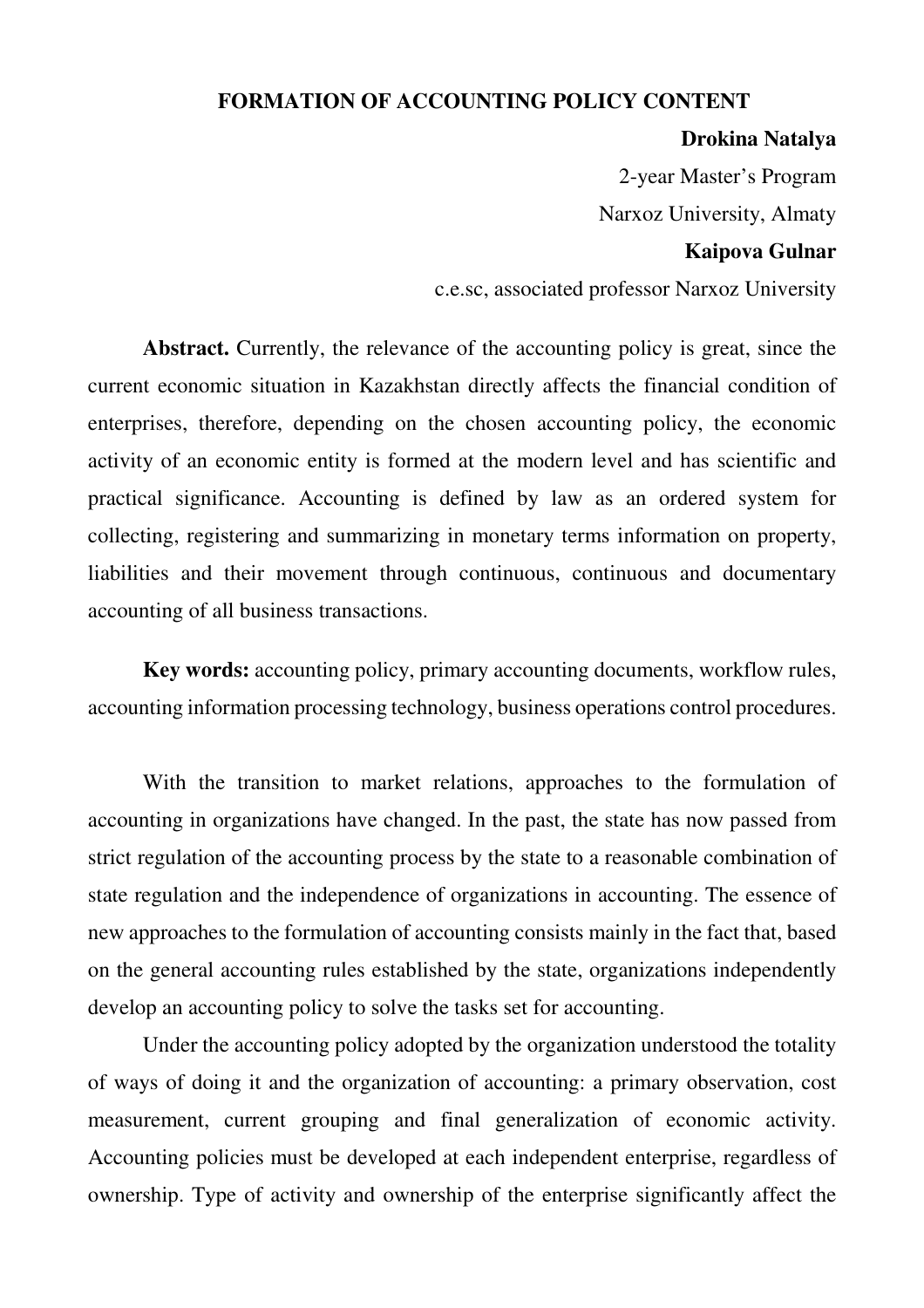# FORMATION OF ACCOUNTING POLICY CONTENT

**Drokina Natalya**

2-year Master's Program

Narxoz University, Almaty

**Kaipova Gulnar**

c.e.sc, associated professor Narxoz University

**Abstract.** Currently, the relevance of the accounting policy is great, since the current economic situation in Kazakhstan directly affects the financial condition of enterprises, therefore, depending on the chosen accounting policy, the economic activity of an economic entity is formed at the modern level and has scientific and practical significance. Accounting is defined by law as an ordered system for collecting, registering and summarizing in monetary terms information on property, liabilities and their movement through continuous, continuous and documentary accounting of all business transactions.

**Key words:** accounting policy, primary accounting documents, workflow rules, accounting information processing technology, business operations control procedures.

With the transition to market relations, approaches to the formulation of accounting in organizations have changed. In the past, the state has now passed from strict regulation of the accounting process by the state to a reasonable combination of state regulation and the independence of organizations in accounting. The essence of new approaches to the formulation of accounting consists mainly in the fact that, based on the general accounting rules established by the state, organizations independently develop an accounting policy to solve the tasks set for accounting.

Under the accounting policy adopted by the organization understood the totality of ways of doing it and the organization of accounting: a primary observation, cost measurement, current grouping and final generalization of economic activity. Accounting policies must be developed at each independent enterprise, regardless of ownership. Type of activity and ownership of the enterprise significantly affect the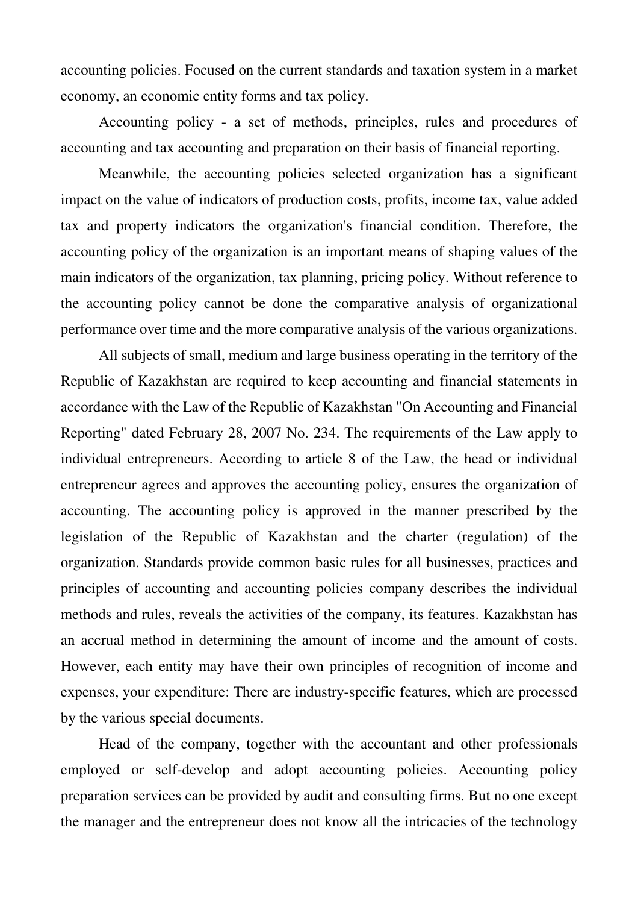accounting policies. Focused on the current standards and taxation system in a market economy, an economic entity forms and tax policy.

Accounting policy - a set of methods, principles, rules and procedures of accounting and tax accounting and preparation on their basis of financial reporting.

Meanwhile, the accounting policies selected organization has a significant impact on the value of indicators of production costs, profits, income tax, value added tax and property indicators the organization's financial condition. Therefore, the accounting policy of the organization is an important means of shaping values of the main indicators of the organization, tax planning, pricing policy. Without reference to the accounting policy cannot be done the comparative analysis of organizational performance over time and the more comparative analysis of the various organizations.

All subjects of small, medium and large business operating in the territory of the Republic of Kazakhstan are required to keep accounting and financial statements in accordance with the Law of the Republic of Kazakhstan "On Accounting and Financial Reporting" dated February 28, 2007 No. 234. The requirements of the Law apply to individual entrepreneurs. According to article 8 of the Law, the head or individual entrepreneur agrees and approves the accounting policy, ensures the organization of accounting. The accounting policy is approved in the manner prescribed by the legislation of the Republic of Kazakhstan and the charter (regulation) of the organization. Standards provide common basic rules for all businesses, practices and principles of accounting and accounting policies company describes the individual methods and rules, reveals the activities of the company, its features. Kazakhstan has an accrual method in determining the amount of income and the amount of costs. However, each entity may have their own principles of recognition of income and expenses, your expenditure: There are industry-specific features, which are processed by the various special documents.

Head of the company, together with the accountant and other professionals employed or self-develop and adopt accounting policies. Accounting policy preparation services can be provided by audit and consulting firms. But no one except the manager and the entrepreneur does not know all the intricacies of the technology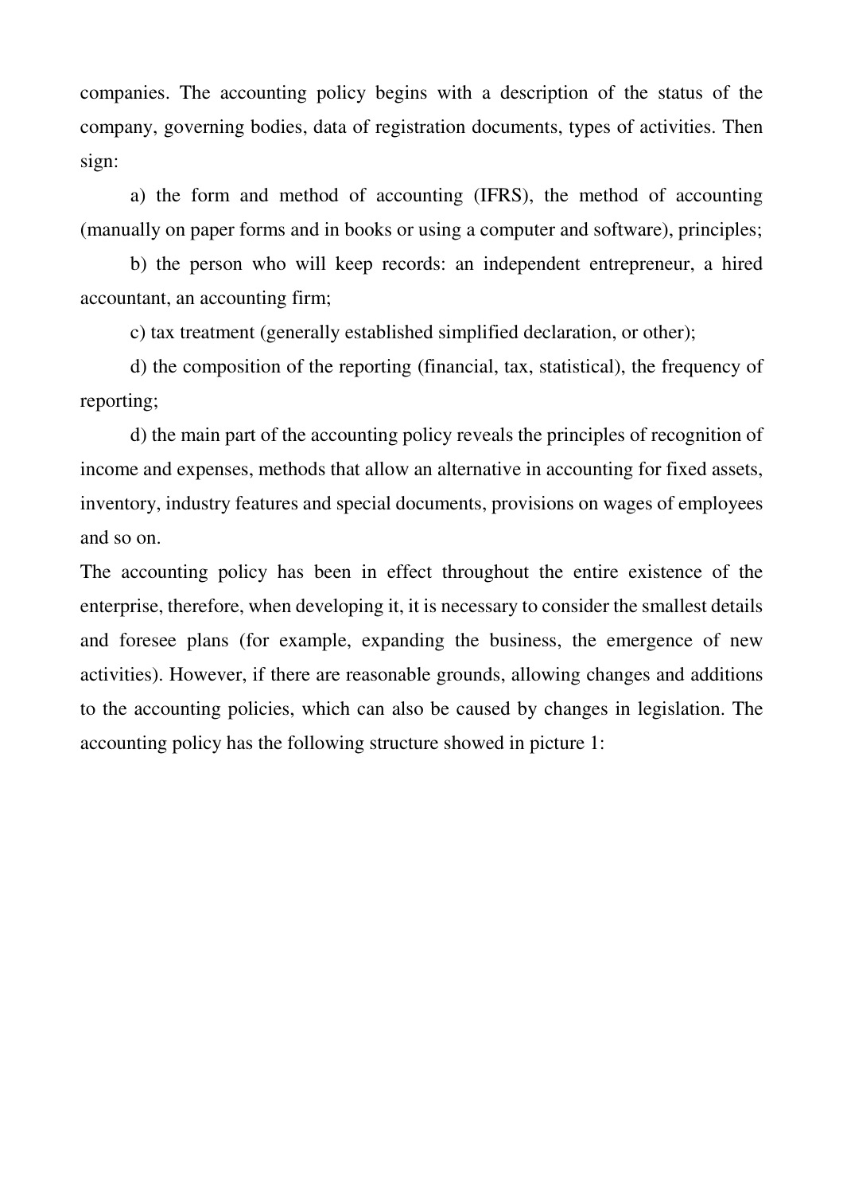companies. The accounting policy begins with a description of the status of the company, governing bodies, data of registration documents, types of activities. Then sign:

a) the form and method of accounting (IFRS), the method of accounting (manually on paper forms and in books or using a computer and software), principles;

b) the person who will keep records: an independent entrepreneur, a hired accountant, an accounting firm;

c) tax treatment (generally established simplified declaration, or other);

d) the composition of the reporting (financial, tax, statistical), the frequency of reporting;

d) the main part of the accounting policy reveals the principles of recognition of income and expenses, methods that allow an alternative in accounting for fixed assets, inventory, industry features and special documents, provisions on wages of employees and so on.

The accounting policy has been in effect throughout the entire existence of the enterprise, therefore, when developing it, it is necessary to consider the smallest details and foresee plans (for example, expanding the business, the emergence of new activities). However, if there are reasonable grounds, allowing changes and additions to the accounting policies, which can also be caused by changes in legislation. The accounting policy has the following structure showed in picture 1: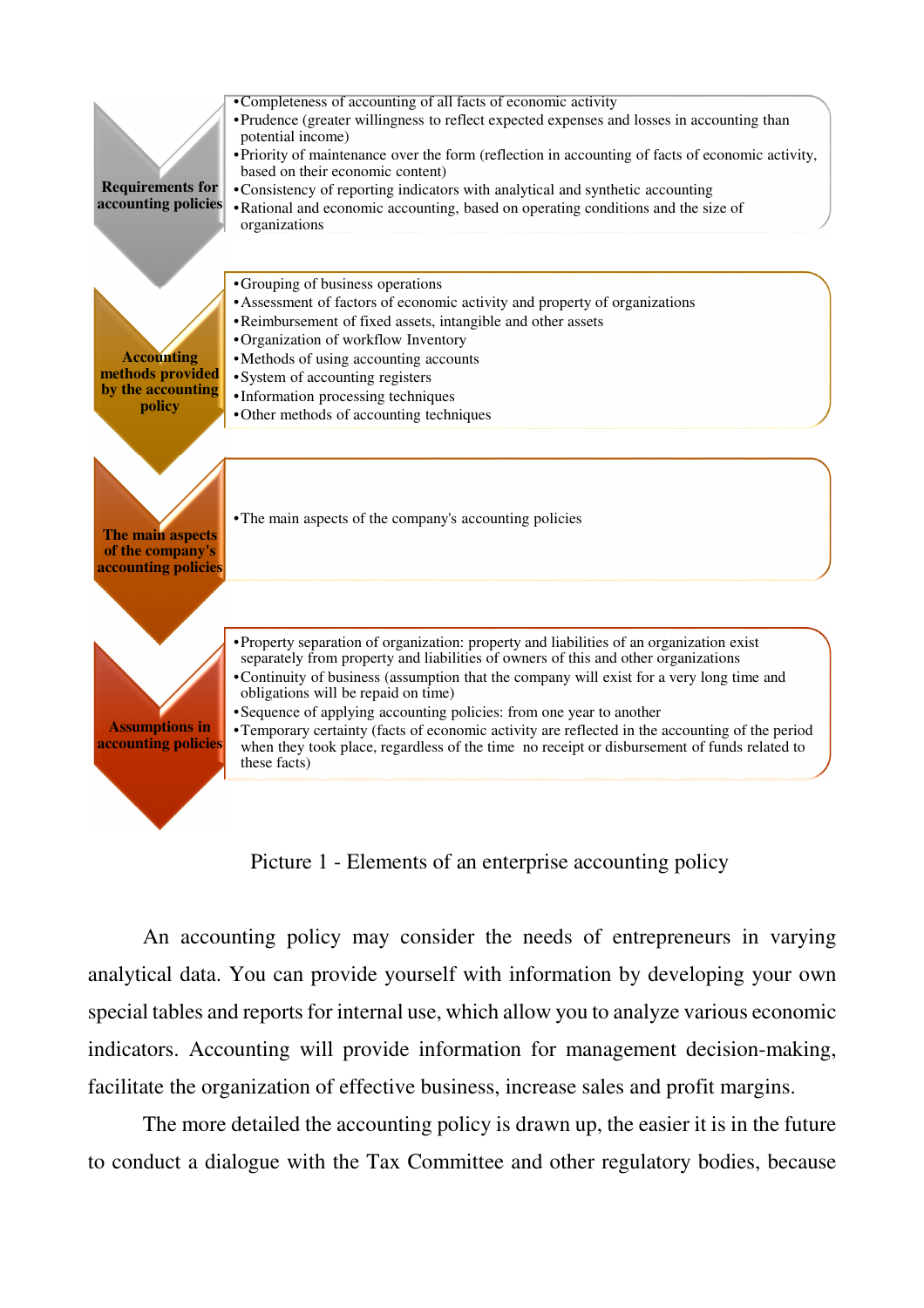**Requirements for accounting policies**

- Completeness of accounting of all facts of economic activity
- Prudence (greater willingness to reflect expected expenses and losses in accounting than potential income)
- Priority of maintenance over the form (reflection in accounting of facts of economic activity, based on their economic content)
- Consistency of reporting indicators with analytical and synthetic accounting
- Rational and economic accounting, based on operating conditions and the size of organizations

**Accounting methods provided by the accounting policy**

- Grouping of business operations
- Assessment of factors of economic activity and property of organizations
- Reimbursement of fixed assets, intangible and other assets
- Organization of workflow Inventory
- Methods of using accounting accounts
- System of accounting registers
- Information processing techniques
- Other methods of accounting techniques

**The main aspects of the company's accounting policies**

- The main aspects of the company's accounting policies

**Assumptions in accounting policies**

- Property separation of organization: property and liabilities of an organization exist separately from property and liabilities of owners of this and other organizations
- Continuity of business (assumption that the company will exist for a very long time and obligations will be repaid on time)
- Sequence of applying accounting policies: from one year to another
- Temporary certainty (facts of economic activity are reflected in the accounting of the period when they took place, regardless of the time no receipt or disbursement of funds related to these facts)

Picture 1 - Elements of an enterprise accounting policy

An accounting policy may consider the needs of entrepreneurs in varying analytical data. You can provide yourself with information by developing your own special tables and reports for internal use, which allow you to analyze various economic indicators. Accounting will provide information for management decision-making, facilitate the organization of effective business, increase sales and profit margins.

The more detailed the accounting policy is drawn up, the easier it is in the future to conduct a dialogue with the Tax Committee and other regulatory bodies, because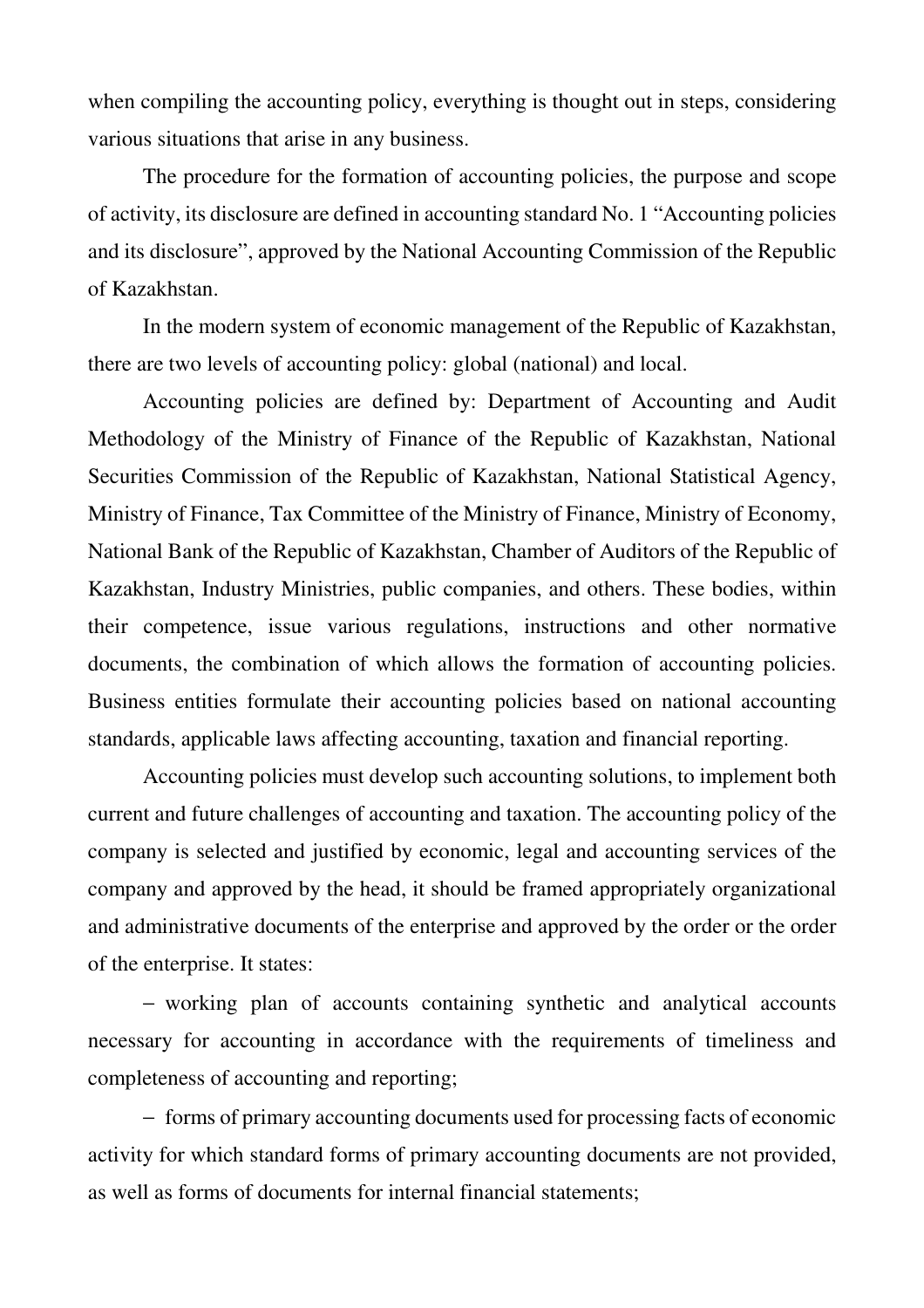when compiling the accounting policy, everything is thought out in steps, considering various situations that arise in any business.

The procedure for the formation of accounting policies, the purpose and scope of activity, its disclosure are defined in accounting standard No. 1 "Accounting policies and its disclosure", approved by the National Accounting Commission of the Republic of Kazakhstan.

In the modern system of economic management of the Republic of Kazakhstan, there are two levels of accounting policy: global (national) and local.

Accounting policies are defined by: Department of Accounting and Audit Methodology of the Ministry of Finance of the Republic of Kazakhstan, National Securities Commission of the Republic of Kazakhstan, National Statistical Agency, Ministry of Finance, Tax Committee of the Ministry of Finance, Ministry of Economy, National Bank of the Republic of Kazakhstan, Chamber of Auditors of the Republic of Kazakhstan, Industry Ministries, public companies, and others. These bodies, within their competence, issue various regulations, instructions and other normative documents, the combination of which allows the formation of accounting policies. Business entities formulate their accounting policies based on national accounting standards, applicable laws affecting accounting, taxation and financial reporting.

Accounting policies must develop such accounting solutions, to implement both current and future challenges of accounting and taxation. The accounting policy of the company is selected and justified by economic, legal and accounting services of the company and approved by the head, it should be framed appropriately organizational and administrative documents of the enterprise and approved by the order or the order of the enterprise. It states:

- working plan of accounts containing synthetic and analytical accounts necessary for accounting in accordance with the requirements of timeliness and completeness of accounting and reporting;
- forms of primary accounting documents used for processing facts of economic activity for which standard forms of primary accounting documents are not provided, as well as forms of documents for internal financial statements;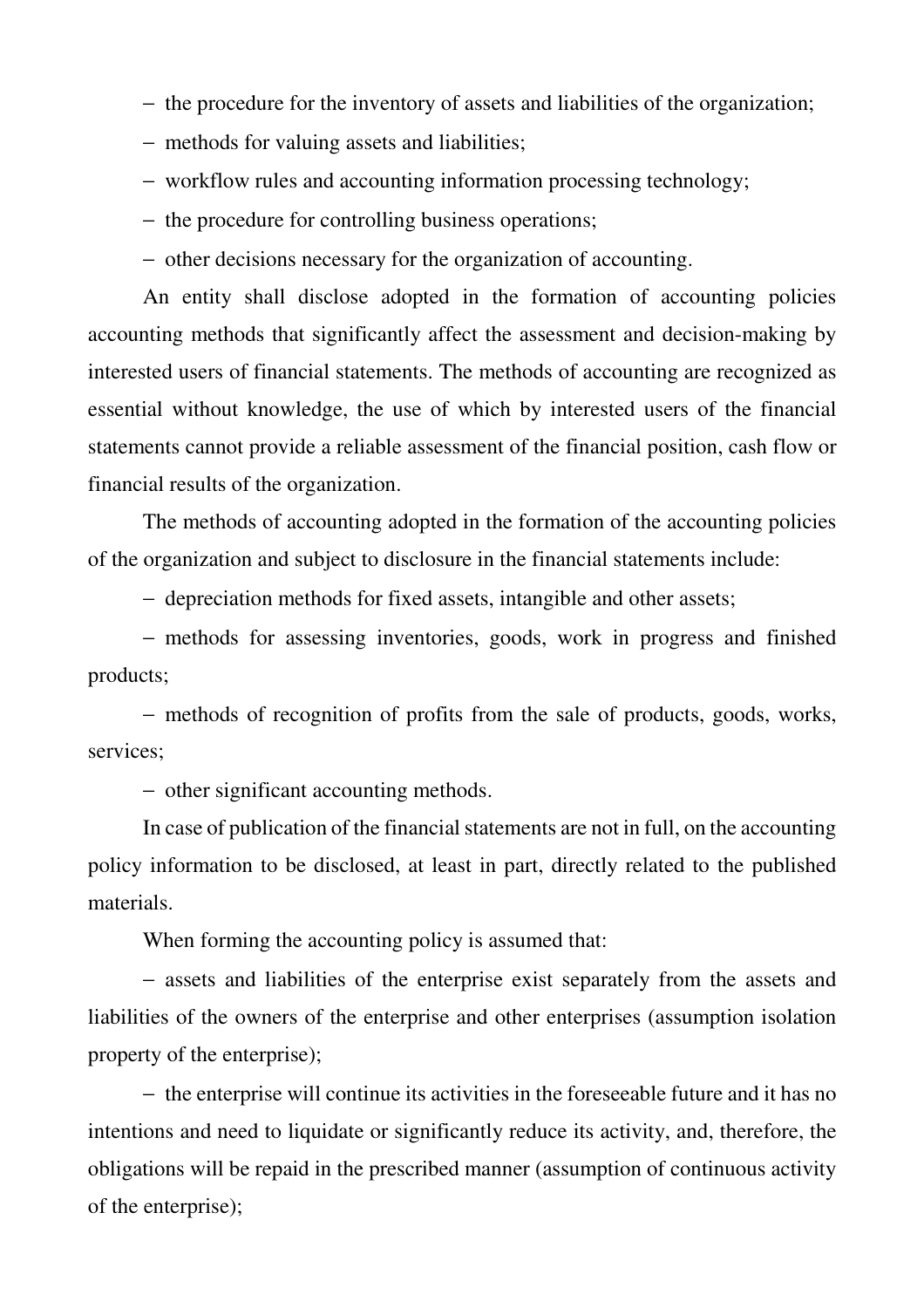– the procedure for the inventory of assets and liabilities of the organization;

– methods for valuing assets and liabilities;

– workflow rules and accounting information processing technology;

– the procedure for controlling business operations;

– other decisions necessary for the organization of accounting.

An entity shall disclose adopted in the formation of accounting policies accounting methods that significantly affect the assessment and decision-making by interested users of financial statements. The methods of accounting are recognized as essential without knowledge, the use of which by interested users of the financial statements cannot provide a reliable assessment of the financial position, cash flow or financial results of the organization.

The methods of accounting adopted in the formation of the accounting policies of the organization and subject to disclosure in the financial statements include:

– depreciation methods for fixed assets, intangible and other assets;

– methods for assessing inventories, goods, work in progress and finished products;

– methods of recognition of profits from the sale of products, goods, works, services;

– other significant accounting methods.

In case of publication of the financial statements are not in full, on the accounting policy information to be disclosed, at least in part, directly related to the published materials.

When forming the accounting policy is assumed that:

– assets and liabilities of the enterprise exist separately from the assets and liabilities of the owners of the enterprise and other enterprises (assumption isolation property of the enterprise);

– the enterprise will continue its activities in the foreseeable future and it has no intentions and need to liquidate or significantly reduce its activity, and, therefore, the obligations will be repaid in the prescribed manner (assumption of continuous activity of the enterprise);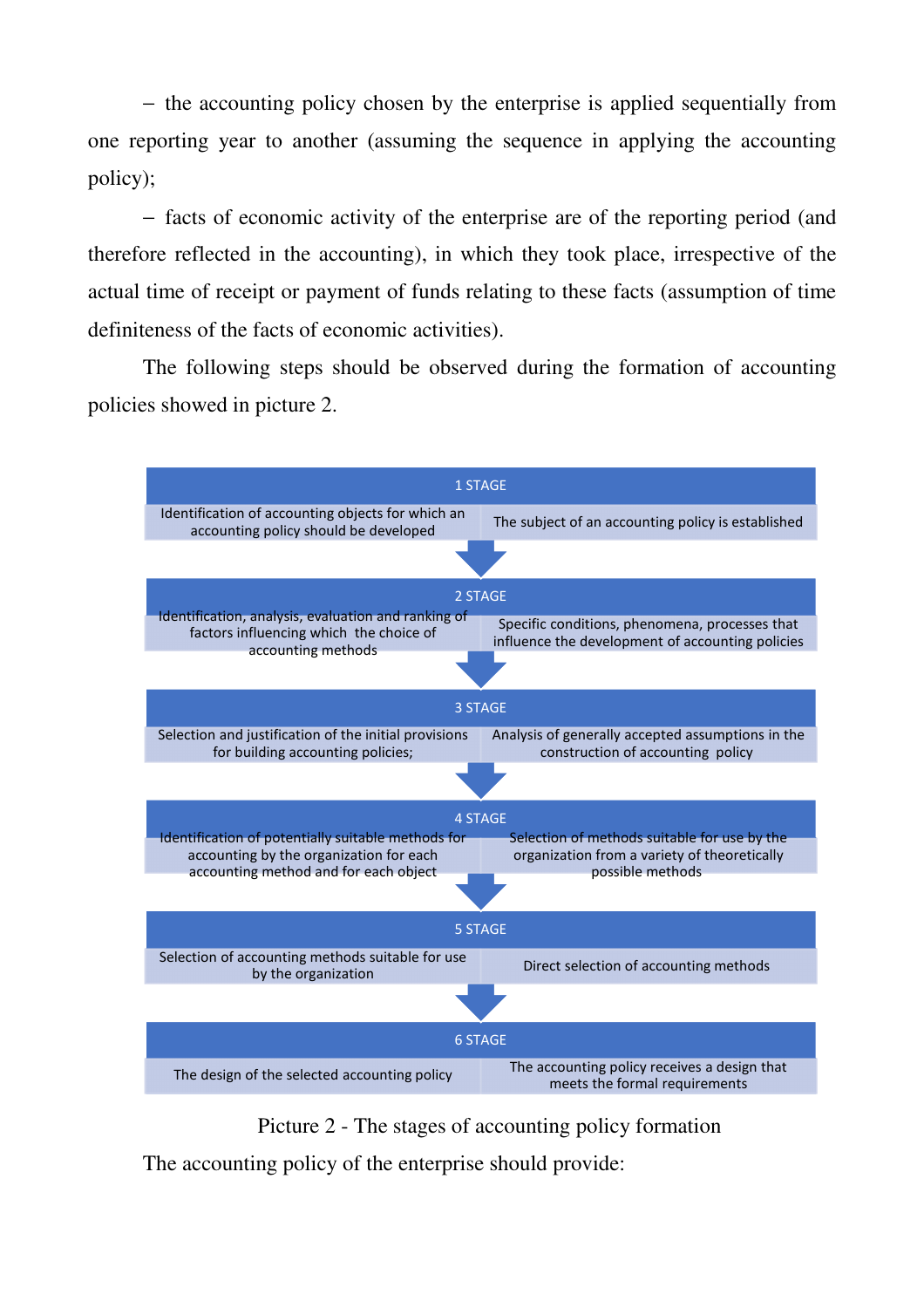– the accounting policy chosen by the enterprise is applied sequentially from one reporting year to another (assuming the sequence in applying the accounting policy);

– facts of economic activity of the enterprise are of the reporting period (and therefore reflected in the accounting), in which they took place, irrespective of the actual time of receipt or payment of funds relating to these facts (assumption of time definiteness of the facts of economic activities).

The following steps should be observed during the formation of accounting policies showed in picture 2.

| 1 STAGE | |
|---|---|
| Identification of accounting objects for which an accounting policy should be developed | The subject of an accounting policy is established |

| 2 STAGE | |
|---|---|
| Identification, analysis, evaluation and ranking of factors influencing which the choice of accounting methods | Specific conditions, phenomena, processes that influence the development of accounting policies |

| 3 STAGE | |
|---|---|
| Selection and justification of the initial provisions for building accounting policies; | Analysis of generally accepted assumptions in the construction of accounting policy |

| 4 STAGE | |
|---|---|
| Identification of potentially suitable methods for accounting by the organization for each accounting method and for each object | Selection of methods suitable for use by the organization from a variety of theoretically possible methods |

| 5 STAGE | |
|---|---|
| Selection of accounting methods suitable for use by the organization | Direct selection of accounting methods |

| 6 STAGE | |
|---|---|
| The design of the selected accounting policy | The accounting policy receives a design that meets the formal requirements |

Picture 2 - The stages of accounting policy formation

The accounting policy of the enterprise should provide: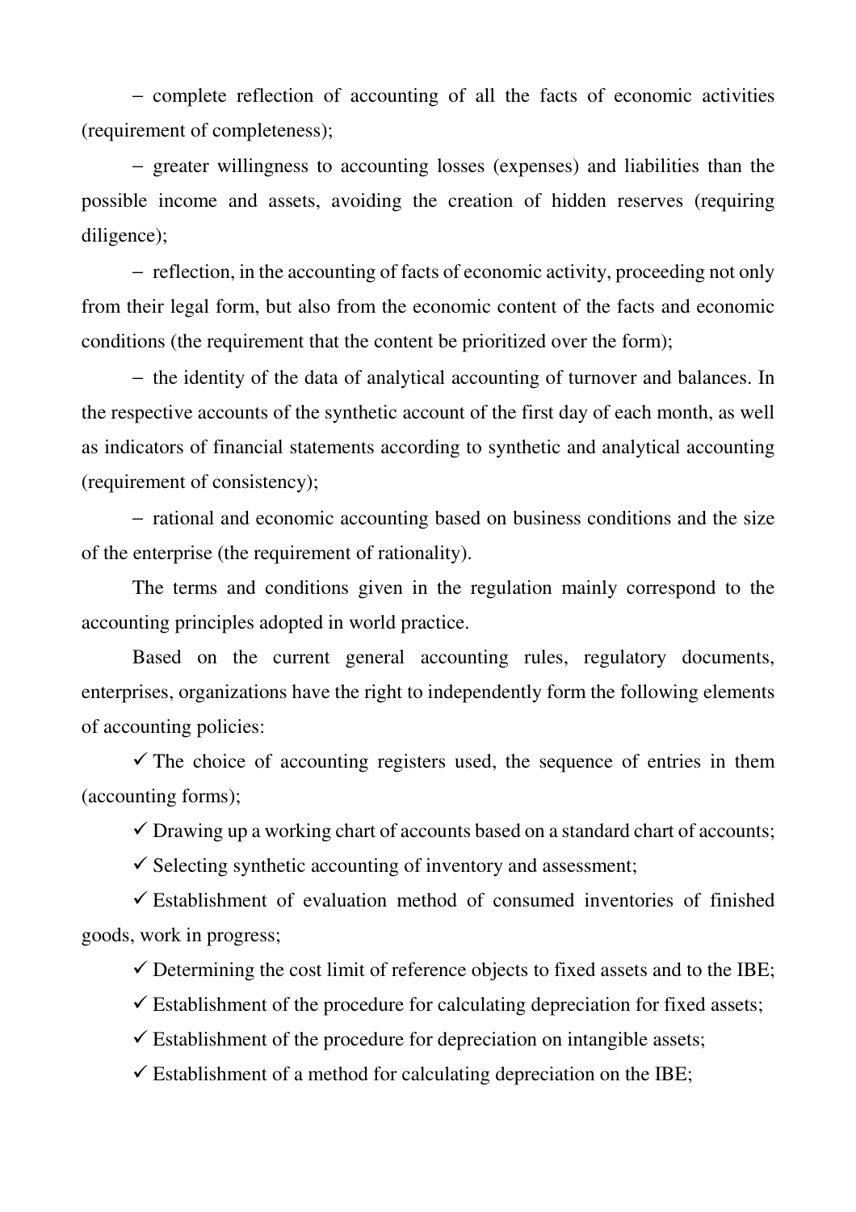– complete reflection of accounting of all the facts of economic activities (requirement of completeness);

– greater willingness to accounting losses (expenses) and liabilities than the possible income and assets, avoiding the creation of hidden reserves (requiring diligence);

– reflection, in the accounting of facts of economic activity, proceeding not only from their legal form, but also from the economic content of the facts and economic conditions (the requirement that the content be prioritized over the form);

– the identity of the data of analytical accounting of turnover and balances. In the respective accounts of the synthetic account of the first day of each month, as well as indicators of financial statements according to synthetic and analytical accounting (requirement of consistency);

– rational and economic accounting based on business conditions and the size of the enterprise (the requirement of rationality).

The terms and conditions given in the regulation mainly correspond to the accounting principles adopted in world practice.

Based on the current general accounting rules, regulatory documents, enterprises, organizations have the right to independently form the following elements of accounting policies:

✓ The choice of accounting registers used, the sequence of entries in them (accounting forms);

✓ Drawing up a working chart of accounts based on a standard chart of accounts;

✓ Selecting synthetic accounting of inventory and assessment;

✓ Establishment of evaluation method of consumed inventories of finished goods, work in progress;

✓ Determining the cost limit of reference objects to fixed assets and to the IBE;

✓ Establishment of the procedure for calculating depreciation for fixed assets;

✓ Establishment of the procedure for depreciation on intangible assets;

✓ Establishment of a method for calculating depreciation on the IBE;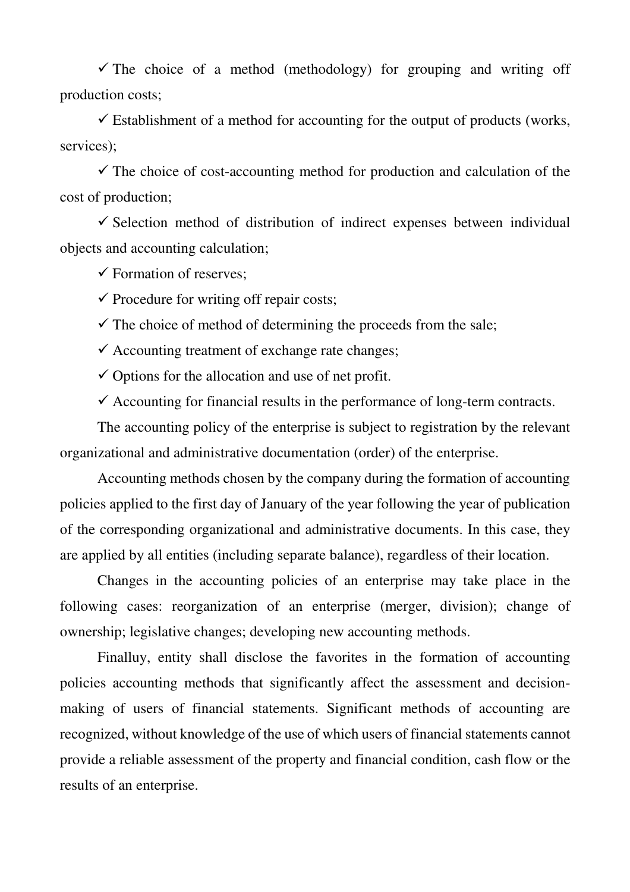- ✓ The choice of a method (methodology) for grouping and writing off production costs;
- ✓ Establishment of a method for accounting for the output of products (works, services);
- ✓ The choice of cost-accounting method for production and calculation of the cost of production;
- ✓ Selection method of distribution of indirect expenses between individual objects and accounting calculation;
- ✓ Formation of reserves;
- ✓ Procedure for writing off repair costs;
- ✓ The choice of method of determining the proceeds from the sale;
- ✓ Accounting treatment of exchange rate changes;
- ✓ Options for the allocation and use of net profit.
- ✓ Accounting for financial results in the performance of long-term contracts.

The accounting policy of the enterprise is subject to registration by the relevant organizational and administrative documentation (order) of the enterprise.

Accounting methods chosen by the company during the formation of accounting policies applied to the first day of January of the year following the year of publication of the corresponding organizational and administrative documents. In this case, they are applied by all entities (including separate balance), regardless of their location.

Changes in the accounting policies of an enterprise may take place in the following cases: reorganization of an enterprise (merger, division); change of ownership; legislative changes; developing new accounting methods.

Finalluy, entity shall disclose the favorites in the formation of accounting policies accounting methods that significantly affect the assessment and decision-making of users of financial statements. Significant methods of accounting are recognized, without knowledge of the use of which users of financial statements cannot provide a reliable assessment of the property and financial condition, cash flow or the results of an enterprise.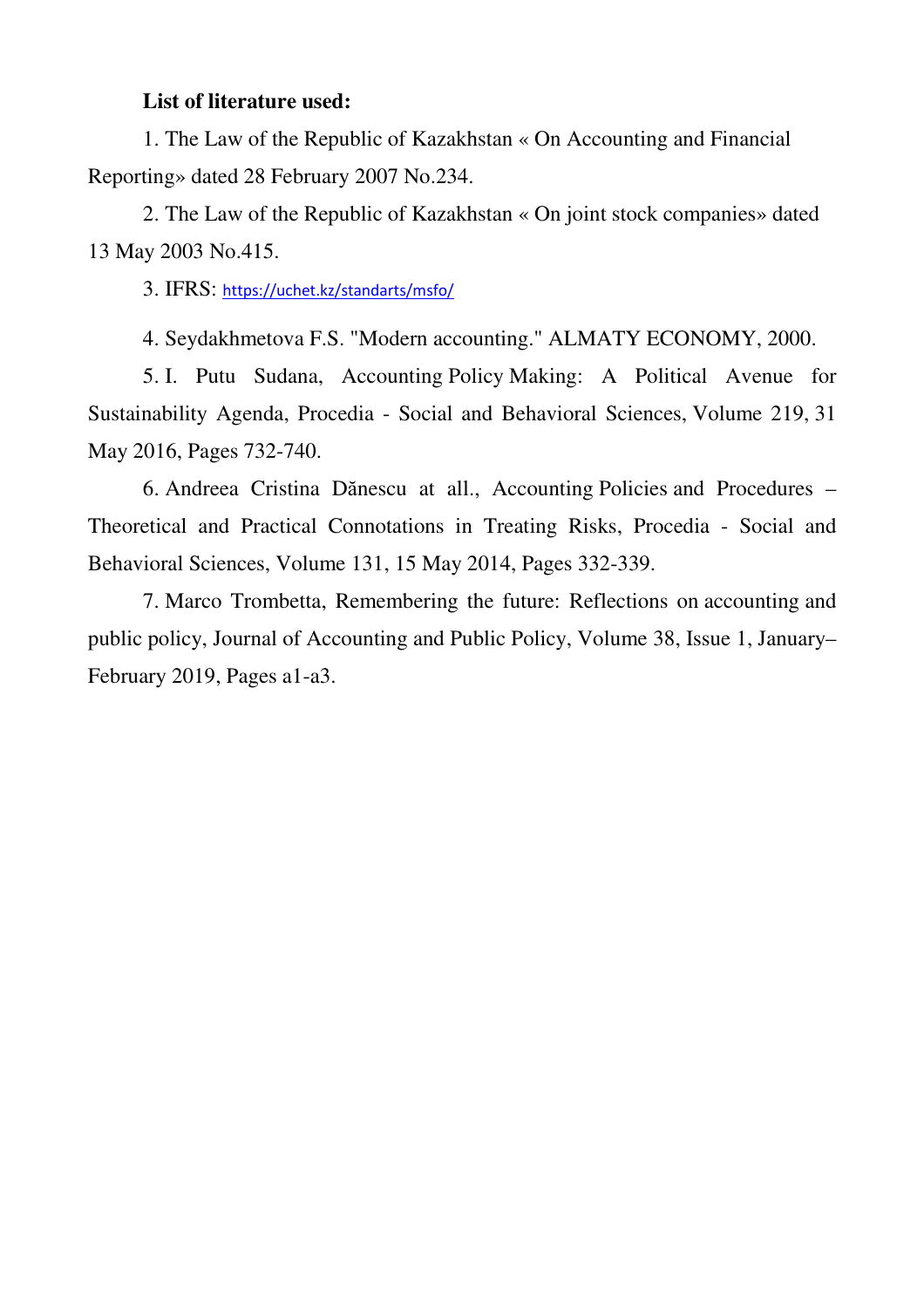**List of literature used:**

1. The Law of the Republic of Kazakhstan « On Accounting and Financial Reporting» dated 28 February 2007 No.234.

2. The Law of the Republic of Kazakhstan « On joint stock companies» dated 13 May 2003 No.415.

3. IFRS: https://uchet.kz/standarts/msfo/

4. Seydakhmetova F.S. "Modern accounting." ALMATY ECONOMY, 2000.

5. I. Putu Sudana, Accounting Policy Making: A Political Avenue for Sustainability Agenda, Procedia - Social and Behavioral Sciences, Volume 219, 31 May 2016, Pages 732-740.

6. Andreea Cristina Dănescu at all., Accounting Policies and Procedures – Theoretical and Practical Connotations in Treating Risks, Procedia - Social and Behavioral Sciences, Volume 131, 15 May 2014, Pages 332-339.

7. Marco Trombetta, Remembering the future: Reflections on accounting and public policy, Journal of Accounting and Public Policy, Volume 38, Issue 1, January–February 2019, Pages a1-a3.